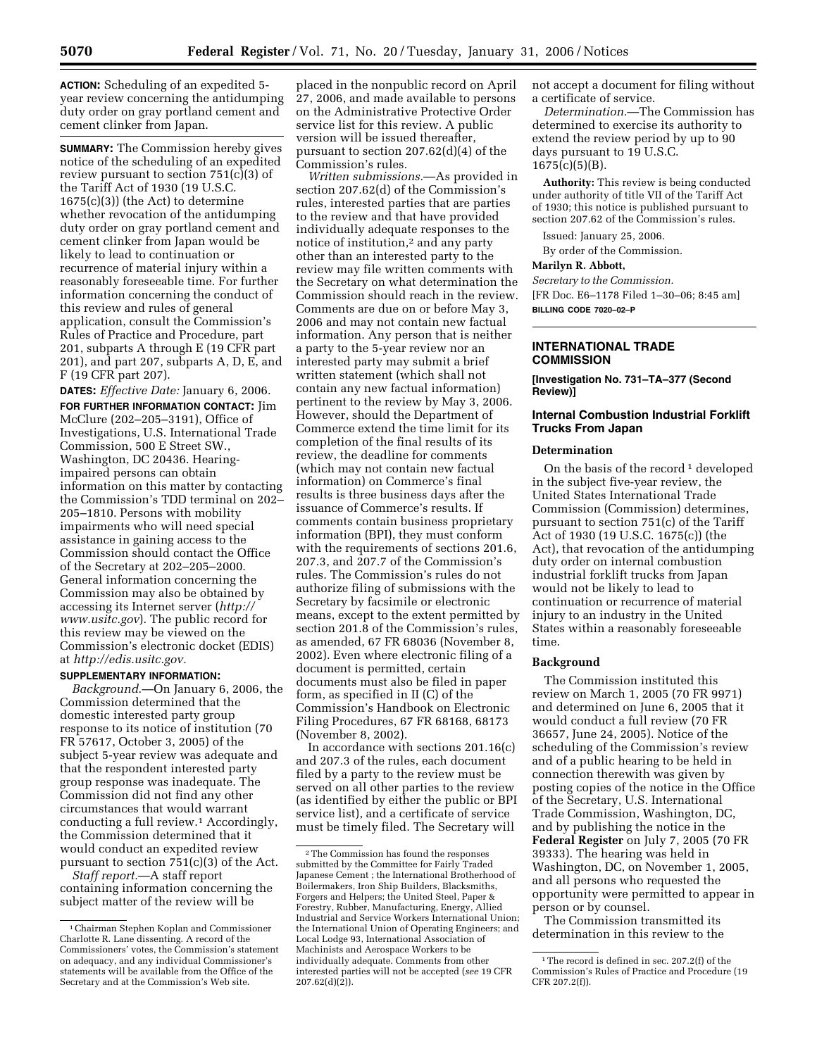**ACTION:** Scheduling of an expedited 5-year review concerning the antidumping duty order on gray portland cement and cement clinker from Japan.

**SUMMARY:** The Commission hereby gives notice of the scheduling of an expedited review pursuant to section 751(c)(3) of the Tariff Act of 1930 (19 U.S.C. 1675(c)(3)) (the Act) to determine whether revocation of the antidumping duty order on gray portland cement and cement clinker from Japan would be likely to lead to continuation or recurrence of material injury within a reasonably foreseeable time. For further information concerning the conduct of this review and rules of general application, consult the Commission's Rules of Practice and Procedure, part 201, subparts A through E (19 CFR part 201), and part 207, subparts A, D, E, and F (19 CFR part 207).

**DATES:** *Effective Date:* January 6, 2006.

**FOR FURTHER INFORMATION CONTACT:** Jim McClure (202–205–3191), Office of Investigations, U.S. International Trade Commission, 500 E Street SW., Washington, DC 20436. Hearing-impaired persons can obtain information on this matter by contacting the Commission's TDD terminal on 202–205–1810. Persons with mobility impairments who will need special assistance in gaining access to the Commission should contact the Office of the Secretary at 202–205–2000. General information concerning the Commission may also be obtained by accessing its Internet server (*http://www.usitc.gov*). The public record for this review may be viewed on the Commission's electronic docket (EDIS) at *http://edis.usitc.gov.*

**SUPPLEMENTARY INFORMATION:**

*Background.*—On January 6, 2006, the Commission determined that the domestic interested party group response to its notice of institution (70 FR 57617, October 3, 2005) of the subject 5-year review was adequate and that the respondent interested party group response was inadequate. The Commission did not find any other circumstances that would warrant conducting a full review.[1] Accordingly, the Commission determined that it would conduct an expedited review pursuant to section 751(c)(3) of the Act.

*Staff report.*—A staff report containing information concerning the subject matter of the review will be placed in the nonpublic record on April 27, 2006, and made available to persons on the Administrative Protective Order service list for this review. A public version will be issued thereafter, pursuant to section 207.62(d)(4) of the Commission's rules.

*Written submissions.*—As provided in section 207.62(d) of the Commission's rules, interested parties that are parties to the review and that have provided individually adequate responses to the notice of institution,[2] and any party other than an interested party to the review may file written comments with the Secretary on what determination the Commission should reach in the review. Comments are due on or before May 3, 2006 and may not contain new factual information. Any person that is neither a party to the 5-year review nor an interested party may submit a brief written statement (which shall not contain any new factual information) pertinent to the review by May 3, 2006. However, should the Department of Commerce extend the time limit for its completion of the final results of its review, the deadline for comments (which may not contain new factual information) on Commerce's final results is three business days after the issuance of Commerce's results. If comments contain business proprietary information (BPI), they must conform with the requirements of sections 201.6, 207.3, and 207.7 of the Commission's rules. The Commission's rules do not authorize filing of submissions with the Secretary by facsimile or electronic means, except to the extent permitted by section 201.8 of the Commission's rules, as amended, 67 FR 68036 (November 8, 2002). Even where electronic filing of a document is permitted, certain documents must also be filed in paper form, as specified in II (C) of the Commission's Handbook on Electronic Filing Procedures, 67 FR 68168, 68173 (November 8, 2002).

In accordance with sections 201.16(c) and 207.3 of the rules, each document filed by a party to the review must be served on all other parties to the review (as identified by either the public or BPI service list), and a certificate of service must be timely filed. The Secretary will not accept a document for filing without a certificate of service.

*Determination.*—The Commission has determined to exercise its authority to extend the review period by up to 90 days pursuant to 19 U.S.C. 1675(c)(5)(B).

**Authority:** This review is being conducted under authority of title VII of the Tariff Act of 1930; this notice is published pursuant to section 207.62 of the Commission's rules.

Issued: January 25, 2006.

By order of the Commission.

**Marilyn R. Abbott,**

*Secretary to the Commission.*

[FR Doc. E6–1178 Filed 1–30–06; 8:45 am]

**BILLING CODE 7020–02–P**

[1] Chairman Stephen Koplan and Commissioner Charlotte R. Lane dissenting. A record of the Commissioners' votes, the Commission's statement on adequacy, and any individual Commissioner's statements will be available from the Office of the Secretary and at the Commission's Web site.

[2] The Commission has found the responses submitted by the Committee for Fairly Traded Japanese Cement ; the International Brotherhood of Boilermakers, Iron Ship Builders, Blacksmiths, Forgers and Helpers; the United Steel, Paper & Forestry, Rubber, Manufacturing, Energy, Allied Industrial and Service Workers International Union; the International Union of Operating Engineers; and Local Lodge 93, International Association of Machinists and Aerospace Workers to be individually adequate. Comments from other interested parties will not be accepted (*see* 19 CFR 207.62(d)(2)).

---

## INTERNATIONAL TRADE COMMISSION

**[Investigation No. 731–TA–377 (Second Review)]**

### Internal Combustion Industrial Forklift Trucks From Japan

#### Determination

On the basis of the record[1] developed in the subject five-year review, the United States International Trade Commission (Commission) determines, pursuant to section 751(c) of the Tariff Act of 1930 (19 U.S.C. 1675(c)) (the Act), that revocation of the antidumping duty order on internal combustion industrial forklift trucks from Japan would not be likely to lead to continuation or recurrence of material injury to an industry in the United States within a reasonably foreseeable time.

#### Background

The Commission instituted this review on March 1, 2005 (70 FR 9971) and determined on June 6, 2005 that it would conduct a full review (70 FR 36657, June 24, 2005). Notice of the scheduling of the Commission's review and of a public hearing to be held in connection therewith was given by posting copies of the notice in the Office of the Secretary, U.S. International Trade Commission, Washington, DC, and by publishing the notice in the **Federal Register** on July 7, 2005 (70 FR 39333). The hearing was held in Washington, DC, on November 1, 2005, and all persons who requested the opportunity to appear in person or by counsel.

The Commission transmitted its determination in this review to the

[1] The record is defined in sec. 207.2(f) of the Commission's Rules of Practice and Procedure (19 CFR 207.2(f)).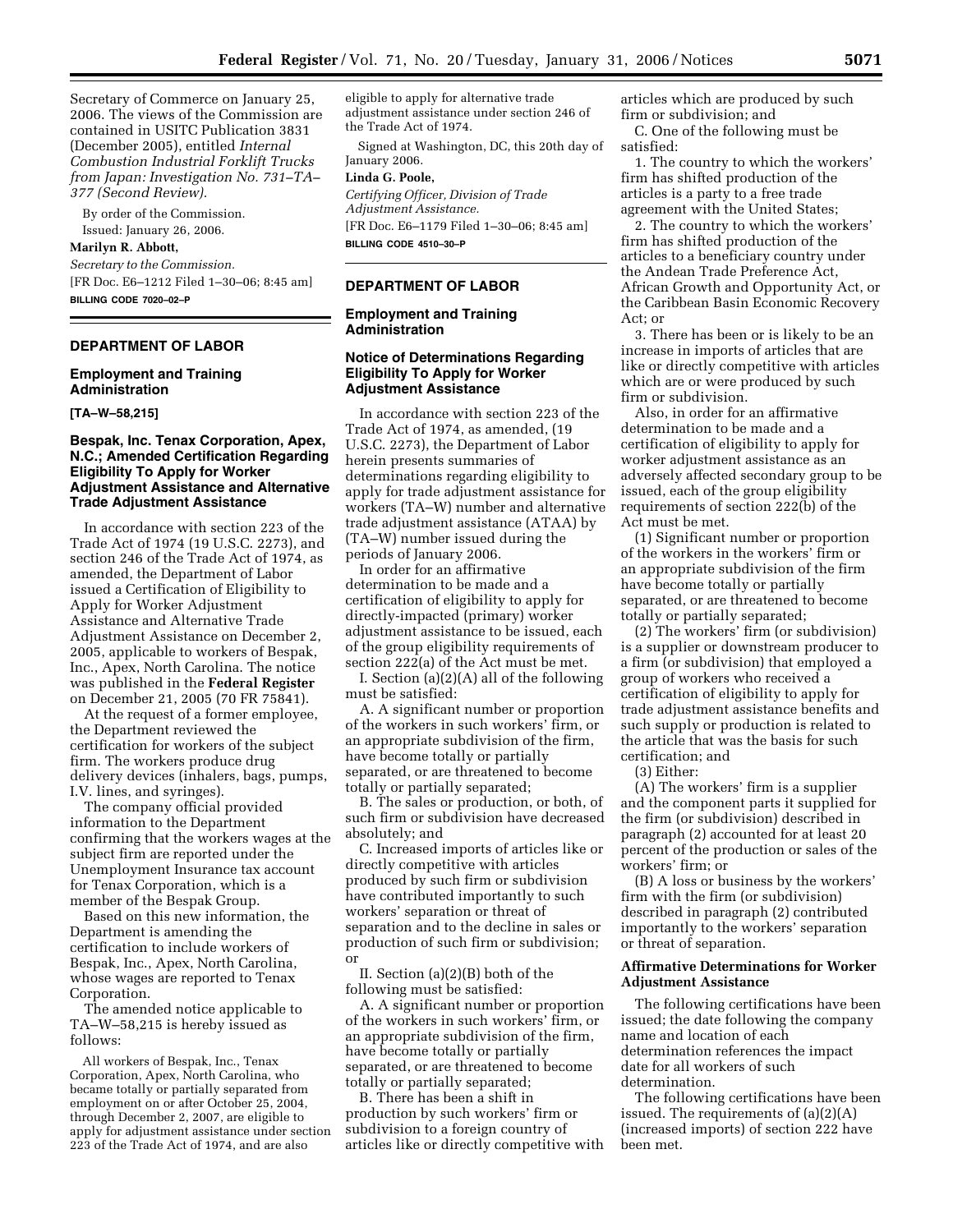Secretary of Commerce on January 25, 2006. The views of the Commission are contained in USITC Publication 3831 (December 2005), entitled *Internal Combustion Industrial Forklift Trucks from Japan: Investigation No. 731–TA–377 (Second Review)*.

By order of the Commission.

Issued: January 26, 2006.

**Marilyn R. Abbott,**

*Secretary to the Commission.*

[FR Doc. E6–1212 Filed 1–30–06; 8:45 am]

**BILLING CODE 7020–02–P**

## DEPARTMENT OF LABOR

### Employment and Training Administration

**[TA–W–58,215]**

### Bespak, Inc. Tenax Corporation, Apex, N.C.; Amended Certification Regarding Eligibility To Apply for Worker Adjustment Assistance and Alternative Trade Adjustment Assistance

In accordance with section 223 of the Trade Act of 1974 (19 U.S.C. 2273), and section 246 of the Trade Act of 1974, as amended, the Department of Labor issued a Certification of Eligibility to Apply for Worker Adjustment Assistance and Alternative Trade Adjustment Assistance on December 2, 2005, applicable to workers of Bespak, Inc., Apex, North Carolina. The notice was published in the **Federal Register** on December 21, 2005 (70 FR 75841).

At the request of a former employee, the Department reviewed the certification for workers of the subject firm. The workers produce drug delivery devices (inhalers, bags, pumps, I.V. lines, and syringes).

The company official provided information to the Department confirming that the workers wages at the subject firm are reported under the Unemployment Insurance tax account for Tenax Corporation, which is a member of the Bespak Group.

Based on this new information, the Department is amending the certification to include workers of Bespak, Inc., Apex, North Carolina, whose wages are reported to Tenax Corporation.

The amended notice applicable to TA–W–58,215 is hereby issued as follows:

> All workers of Bespak, Inc., Tenax Corporation, Apex, North Carolina, who became totally or partially separated from employment on or after October 25, 2004, through December 2, 2007, are eligible to apply for adjustment assistance under section 223 of the Trade Act of 1974, and are also eligible to apply for alternative trade adjustment assistance under section 246 of the Trade Act of 1974.

Signed at Washington, DC, this 20th day of January 2006.

**Linda G. Poole,**

*Certifying Officer, Division of Trade Adjustment Assistance.*

[FR Doc. E6–1179 Filed 1–30–06; 8:45 am]

**BILLING CODE 4510–30–P**

## DEPARTMENT OF LABOR

### Employment and Training Administration

### Notice of Determinations Regarding Eligibility To Apply for Worker Adjustment Assistance

In accordance with section 223 of the Trade Act of 1974, as amended, (19 U.S.C. 2273) the Department of Labor herein presents summaries of determinations regarding eligibility to apply for trade adjustment assistance for workers (TA–W) number and alternative trade adjustment assistance (ATAA) by (TA–W) number issued during the periods of January 2006.

In order for an affirmative determination to be made and a certification of eligibility to apply for directly-impacted (primary) worker adjustment assistance to be issued, each of the group eligibility requirements of section 222(a) of the Act must be met.

I. Section (a)(2)(A) all of the following must be satisfied:

A. A significant number or proportion of the workers in such workers' firm, or an appropriate subdivision of the firm, have become totally or partially separated, or are threatened to become totally or partially separated;

B. The sales or production, or both, of such firm or subdivision have decreased absolutely; and

C. Increased imports of articles like or directly competitive with articles produced by such firm or subdivision have contributed importantly to such workers' separation or threat of separation and to the decline in sales or production of such firm or subdivision; or

II. Section (a)(2)(B) both of the following must be satisfied:

A. A significant number or proportion of the workers in such workers' firm, or an appropriate subdivision of the firm, have become totally or partially separated, or are threatened to become totally or partially separated;

B. There has been a shift in production by such workers' firm or subdivision to a foreign country of articles like or directly competitive with articles which are produced by such firm or subdivision; and

C. One of the following must be satisfied:

1. The country to which the workers' firm has shifted production of the articles is a party to a free trade agreement with the United States;

2. The country to which the workers' firm has shifted production of the articles to a beneficiary country under the Andean Trade Preference Act, African Growth and Opportunity Act, or the Caribbean Basin Economic Recovery Act; or

3. There has been or is likely to be an increase in imports of articles that are like or directly competitive with articles which are or were produced by such firm or subdivision.

Also, in order for an affirmative determination to be made and a certification of eligibility to apply for worker adjustment assistance as an adversely affected secondary group to be issued, each of the group eligibility requirements of section 222(b) of the Act must be met.

(1) Significant number or proportion of the workers in the workers' firm or an appropriate subdivision of the firm have become totally or partially separated, or are threatened to become totally or partially separated;

(2) The workers' firm (or subdivision) is a supplier or downstream producer to a firm (or subdivision) that employed a group of workers who received a certification of eligibility to apply for trade adjustment assistance benefits and such supply or production is related to the article that was the basis for such certification; and

(3) Either:

(A) The workers' firm is a supplier and the component parts it supplied for the firm (or subdivision) described in paragraph (2) accounted for at least 20 percent of the production or sales of the workers' firm; or

(B) A loss or business by the workers' firm with the firm (or subdivision) described in paragraph (2) contributed importantly to the workers' separation or threat of separation.

### Affirmative Determinations for Worker Adjustment Assistance

The following certifications have been issued; the date following the company name and location of each determination references the impact date for all workers of such determination.

The following certifications have been issued. The requirements of (a)(2)(A) (increased imports) of section 222 have been met.